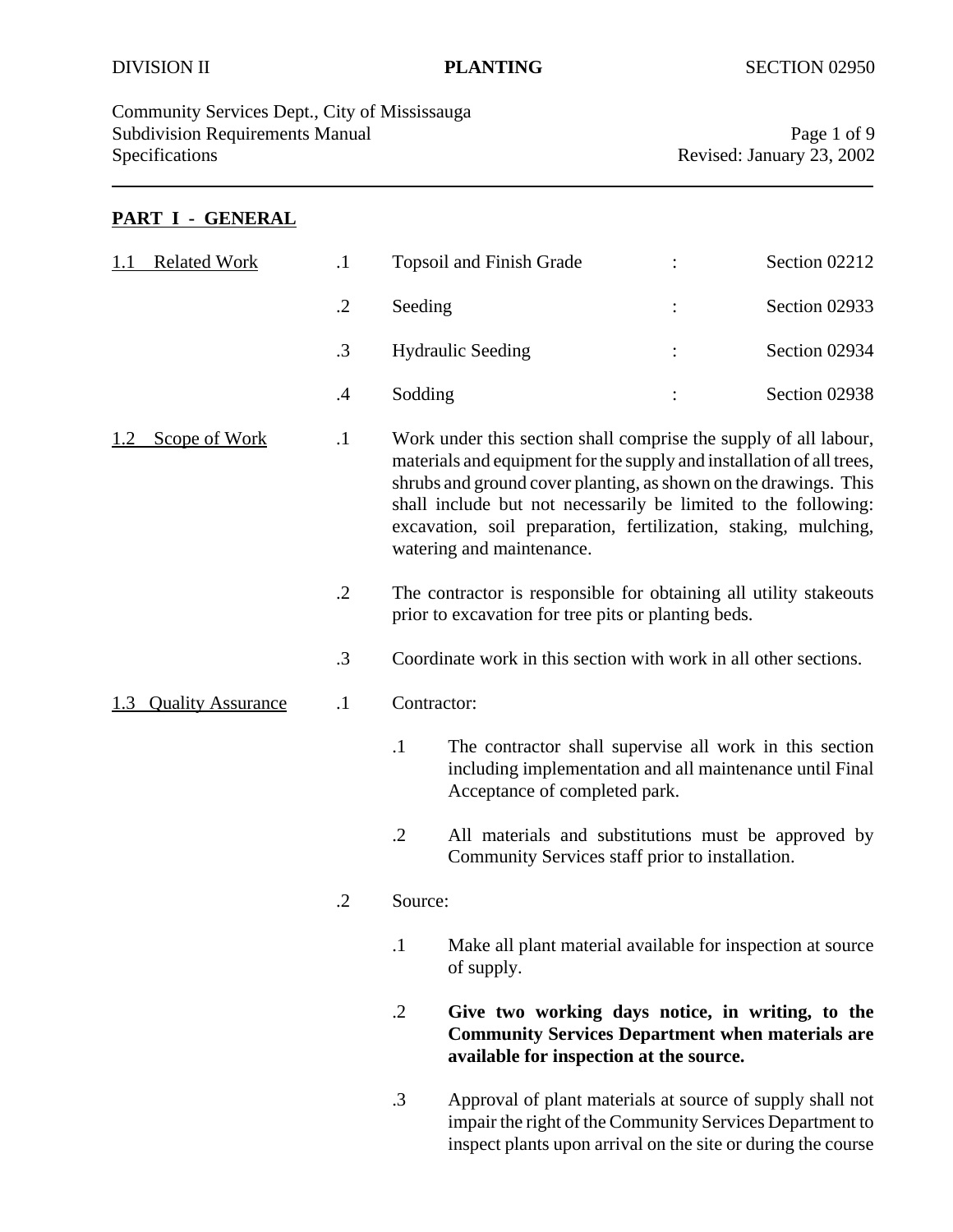## PART I - GENERAL

**1.1 Related Work**

.1 Topsoil and Finish Grade : Section 02212

.2 Seeding : Section 02933

.3 Hydraulic Seeding : Section 02934

.4 Sodding : Section 02938

**1.2 Scope of Work**

.1 Work under this section shall comprise the supply of all labour, materials and equipment for the supply and installation of all trees, shrubs and ground cover planting, as shown on the drawings. This shall include but not necessarily be limited to the following: excavation, soil preparation, fertilization, staking, mulching, watering and maintenance.

.2 The contractor is responsible for obtaining all utility stakeouts prior to excavation for tree pits or planting beds.

.3 Coordinate work in this section with work in all other sections.

**1.3 Quality Assurance**

.1 Contractor:

- .1 The contractor shall supervise all work in this section including implementation and all maintenance until Final Acceptance of completed park.
- .2 All materials and substitutions must be approved by Community Services staff prior to installation.

.2 Source:

- .1 Make all plant material available for inspection at source of supply.
- .2 **Give two working days notice, in writing, to the Community Services Department when materials are available for inspection at the source.**
- .3 Approval of plant materials at source of supply shall not impair the right of the Community Services Department to inspect plants upon arrival on the site or during the course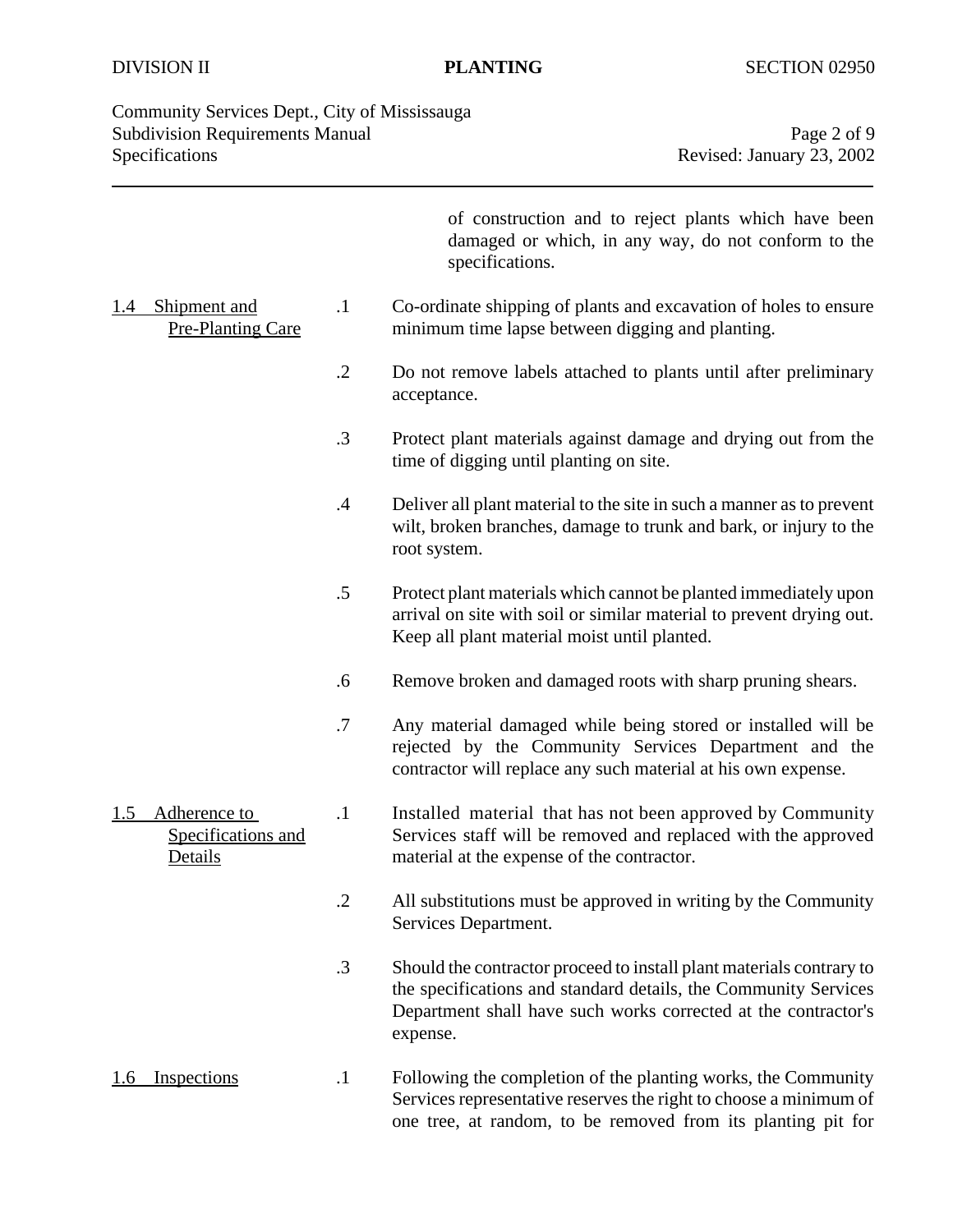of construction and to reject plants which have been damaged or which, in any way, do not conform to the specifications.

### 1.4 Shipment and Pre-Planting Care

.1 Co-ordinate shipping of plants and excavation of holes to ensure minimum time lapse between digging and planting.

.2 Do not remove labels attached to plants until after preliminary acceptance.

.3 Protect plant materials against damage and drying out from the time of digging until planting on site.

.4 Deliver all plant material to the site in such a manner as to prevent wilt, broken branches, damage to trunk and bark, or injury to the root system.

.5 Protect plant materials which cannot be planted immediately upon arrival on site with soil or similar material to prevent drying out. Keep all plant material moist until planted.

.6 Remove broken and damaged roots with sharp pruning shears.

.7 Any material damaged while being stored or installed will be rejected by the Community Services Department and the contractor will replace any such material at his own expense.

### 1.5 Adherence to Specifications and Details

.1 Installed material that has not been approved by Community Services staff will be removed and replaced with the approved material at the expense of the contractor.

.2 All substitutions must be approved in writing by the Community Services Department.

.3 Should the contractor proceed to install plant materials contrary to the specifications and standard details, the Community Services Department shall have such works corrected at the contractor's expense.

### 1.6 Inspections

.1 Following the completion of the planting works, the Community Services representative reserves the right to choose a minimum of one tree, at random, to be removed from its planting pit for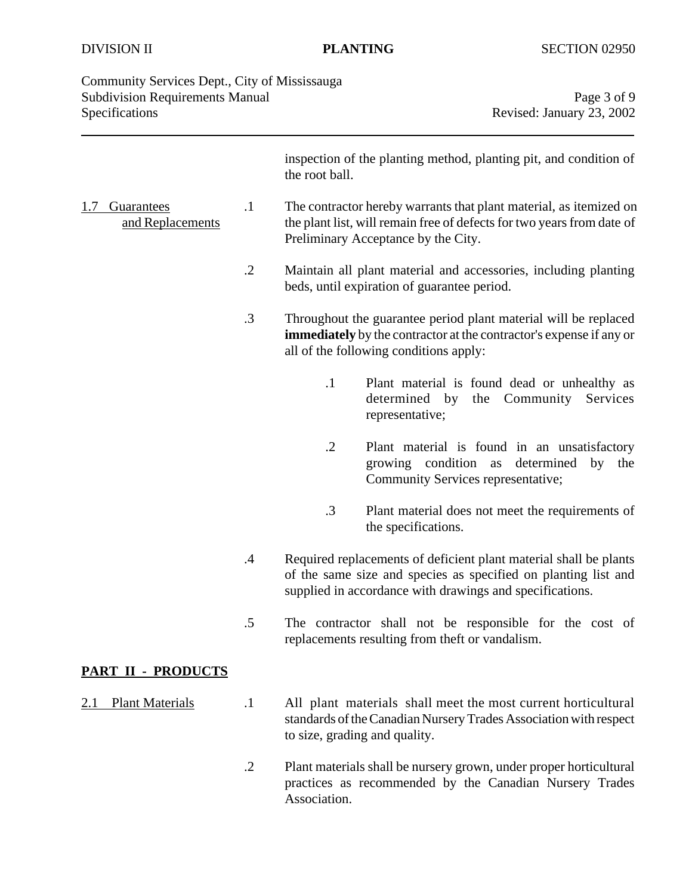inspection of the planting method, planting pit, and condition of the root ball.

1.7 Guarantees and Replacements

.1 The contractor hereby warrants that plant material, as itemized on the plant list, will remain free of defects for two years from date of Preliminary Acceptance by the City.

.2 Maintain all plant material and accessories, including planting beds, until expiration of guarantee period.

.3 Throughout the guarantee period plant material will be replaced **immediately** by the contractor at the contractor's expense if any or all of the following conditions apply:

  .1 Plant material is found dead or unhealthy as determined by the Community Services representative;

  .2 Plant material is found in an unsatisfactory growing condition as determined by the Community Services representative;

  .3 Plant material does not meet the requirements of the specifications.

.4 Required replacements of deficient plant material shall be plants of the same size and species as specified on planting list and supplied in accordance with drawings and specifications.

.5 The contractor shall not be responsible for the cost of replacements resulting from theft or vandalism.

## PART II - PRODUCTS

2.1 Plant Materials

.1 All plant materials shall meet the most current horticultural standards of the Canadian Nursery Trades Association with respect to size, grading and quality.

.2 Plant materials shall be nursery grown, under proper horticultural practices as recommended by the Canadian Nursery Trades Association.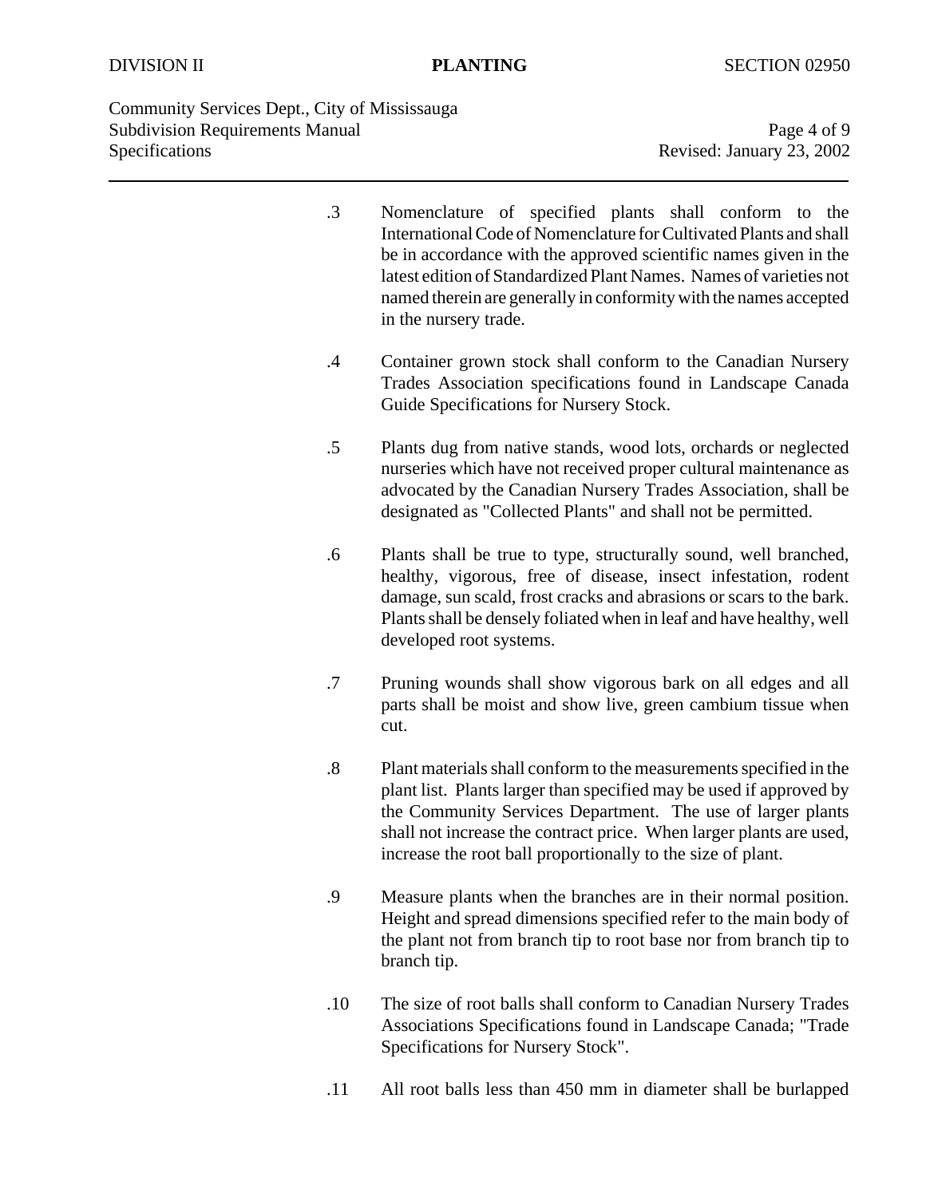.3 Nomenclature of specified plants shall conform to the International Code of Nomenclature for Cultivated Plants and shall be in accordance with the approved scientific names given in the latest edition of Standardized Plant Names. Names of varieties not named therein are generally in conformity with the names accepted in the nursery trade.

.4 Container grown stock shall conform to the Canadian Nursery Trades Association specifications found in Landscape Canada Guide Specifications for Nursery Stock.

.5 Plants dug from native stands, wood lots, orchards or neglected nurseries which have not received proper cultural maintenance as advocated by the Canadian Nursery Trades Association, shall be designated as "Collected Plants" and shall not be permitted.

.6 Plants shall be true to type, structurally sound, well branched, healthy, vigorous, free of disease, insect infestation, rodent damage, sun scald, frost cracks and abrasions or scars to the bark. Plants shall be densely foliated when in leaf and have healthy, well developed root systems.

.7 Pruning wounds shall show vigorous bark on all edges and all parts shall be moist and show live, green cambium tissue when cut.

.8 Plant materials shall conform to the measurements specified in the plant list. Plants larger than specified may be used if approved by the Community Services Department. The use of larger plants shall not increase the contract price. When larger plants are used, increase the root ball proportionally to the size of plant.

.9 Measure plants when the branches are in their normal position. Height and spread dimensions specified refer to the main body of the plant not from branch tip to root base nor from branch tip to branch tip.

.10 The size of root balls shall conform to Canadian Nursery Trades Associations Specifications found in Landscape Canada; "Trade Specifications for Nursery Stock".

.11 All root balls less than 450 mm in diameter shall be burlapped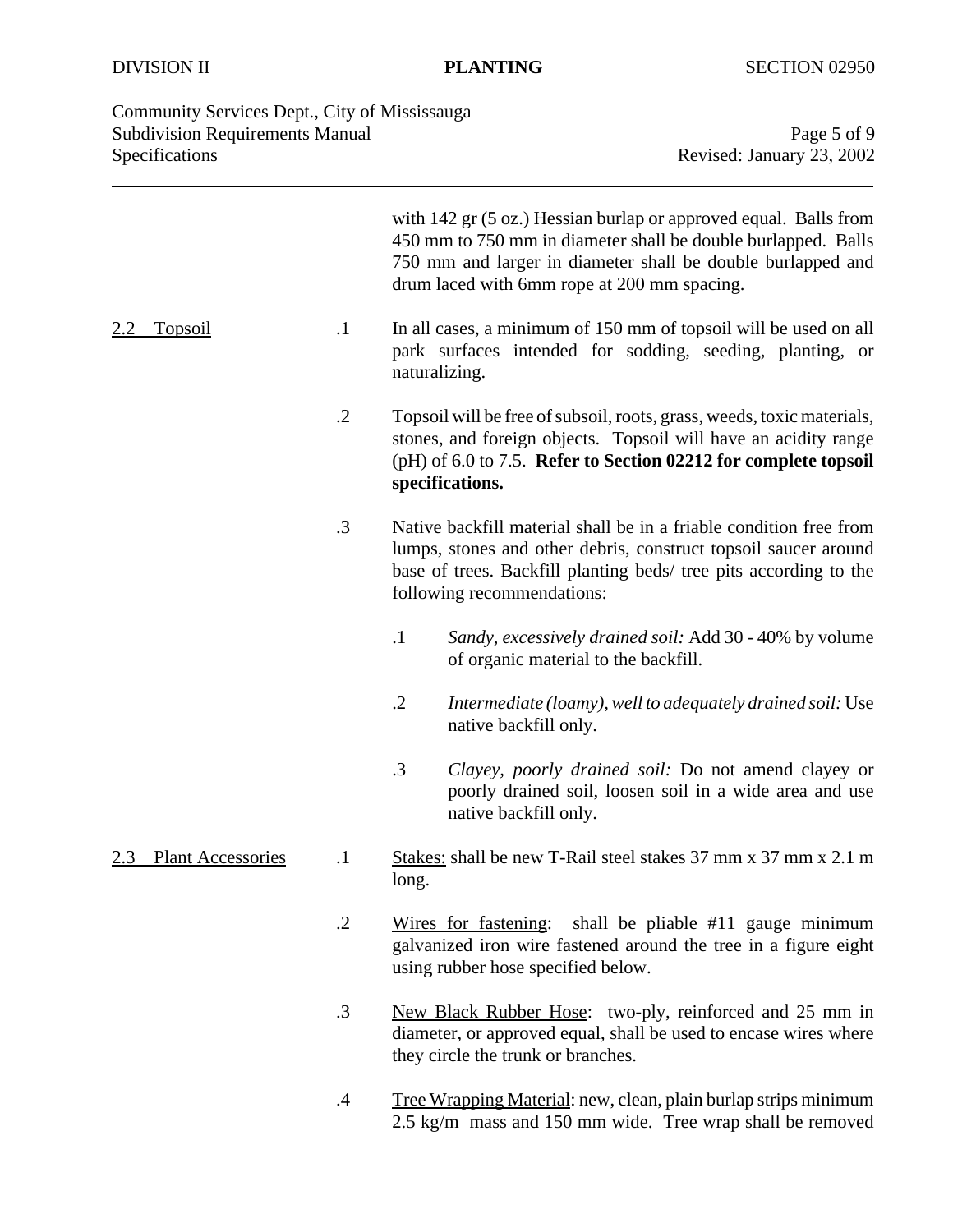with 142 gr (5 oz.) Hessian burlap or approved equal. Balls from 450 mm to 750 mm in diameter shall be double burlapped. Balls 750 mm and larger in diameter shall be double burlapped and drum laced with 6mm rope at 200 mm spacing.

## 2.2 Topsoil

.1 In all cases, a minimum of 150 mm of topsoil will be used on all park surfaces intended for sodding, seeding, planting, or naturalizing.

.2 Topsoil will be free of subsoil, roots, grass, weeds, toxic materials, stones, and foreign objects. Topsoil will have an acidity range (pH) of 6.0 to 7.5. **Refer to Section 02212 for complete topsoil specifications.**

.3 Native backfill material shall be in a friable condition free from lumps, stones and other debris, construct topsoil saucer around base of trees. Backfill planting beds/ tree pits according to the following recommendations:

- .1 *Sandy, excessively drained soil:* Add 30 - 40% by volume of organic material to the backfill.
- .2 *Intermediate (loamy), well to adequately drained soil:* Use native backfill only.
- .3 *Clayey, poorly drained soil:* Do not amend clayey or poorly drained soil, loosen soil in a wide area and use native backfill only.

## 2.3 Plant Accessories

.1 Stakes: shall be new T-Rail steel stakes 37 mm x 37 mm x 2.1 m long.

.2 Wires for fastening: shall be pliable #11 gauge minimum galvanized iron wire fastened around the tree in a figure eight using rubber hose specified below.

.3 New Black Rubber Hose: two-ply, reinforced and 25 mm in diameter, or approved equal, shall be used to encase wires where they circle the trunk or branches.

.4 Tree Wrapping Material: new, clean, plain burlap strips minimum 2.5 kg/m mass and 150 mm wide. Tree wrap shall be removed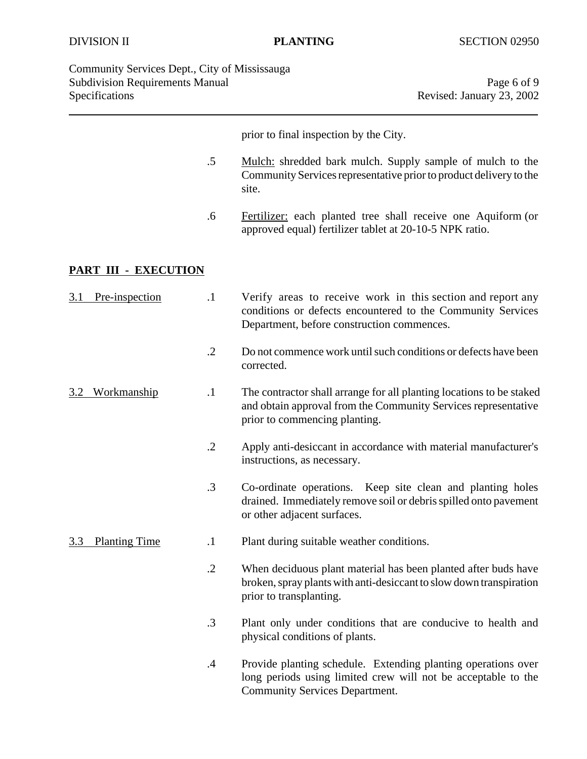prior to final inspection by the City.

.5 Mulch: shredded bark mulch. Supply sample of mulch to the Community Services representative prior to product delivery to the site.

.6 Fertilizer: each planted tree shall receive one Aquiform (or approved equal) fertilizer tablet at 20-10-5 NPK ratio.

## PART III - EXECUTION

**3.1 Pre-inspection**

.1 Verify areas to receive work in this section and report any conditions or defects encountered to the Community Services Department, before construction commences.

.2 Do not commence work until such conditions or defects have been corrected.

**3.2 Workmanship**

.1 The contractor shall arrange for all planting locations to be staked and obtain approval from the Community Services representative prior to commencing planting.

.2 Apply anti-desiccant in accordance with material manufacturer's instructions, as necessary.

.3 Co-ordinate operations. Keep site clean and planting holes drained. Immediately remove soil or debris spilled onto pavement or other adjacent surfaces.

**3.3 Planting Time**

.1 Plant during suitable weather conditions.

.2 When deciduous plant material has been planted after buds have broken, spray plants with anti-desiccant to slow down transpiration prior to transplanting.

.3 Plant only under conditions that are conducive to health and physical conditions of plants.

.4 Provide planting schedule. Extending planting operations over long periods using limited crew will not be acceptable to the Community Services Department.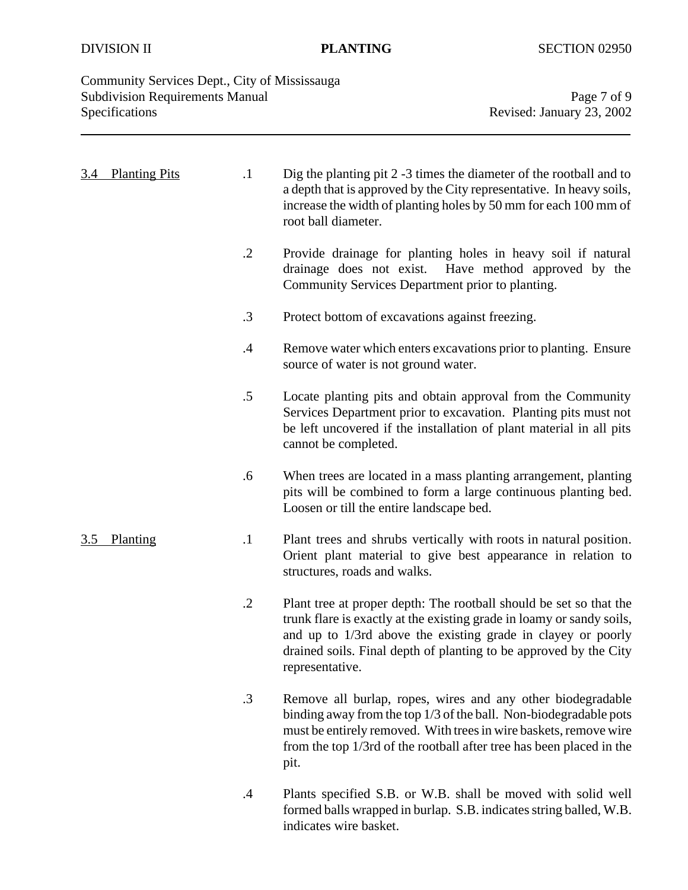### 3.4 Planting Pits

.1 Dig the planting pit 2 -3 times the diameter of the rootball and to a depth that is approved by the City representative. In heavy soils, increase the width of planting holes by 50 mm for each 100 mm of root ball diameter.

.2 Provide drainage for planting holes in heavy soil if natural drainage does not exist. Have method approved by the Community Services Department prior to planting.

.3 Protect bottom of excavations against freezing.

.4 Remove water which enters excavations prior to planting. Ensure source of water is not ground water.

.5 Locate planting pits and obtain approval from the Community Services Department prior to excavation. Planting pits must not be left uncovered if the installation of plant material in all pits cannot be completed.

.6 When trees are located in a mass planting arrangement, planting pits will be combined to form a large continuous planting bed. Loosen or till the entire landscape bed.

### 3.5 Planting

.1 Plant trees and shrubs vertically with roots in natural position. Orient plant material to give best appearance in relation to structures, roads and walks.

.2 Plant tree at proper depth: The rootball should be set so that the trunk flare is exactly at the existing grade in loamy or sandy soils, and up to 1/3rd above the existing grade in clayey or poorly drained soils. Final depth of planting to be approved by the City representative.

.3 Remove all burlap, ropes, wires and any other biodegradable binding away from the top 1/3 of the ball. Non-biodegradable pots must be entirely removed. With trees in wire baskets, remove wire from the top 1/3rd of the rootball after tree has been placed in the pit.

.4 Plants specified S.B. or W.B. shall be moved with solid well formed balls wrapped in burlap. S.B. indicates string balled, W.B. indicates wire basket.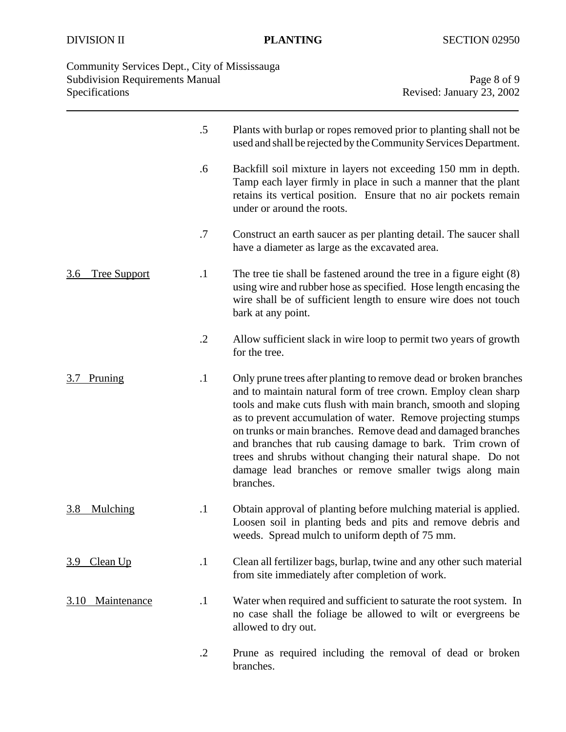.5 Plants with burlap or ropes removed prior to planting shall not be used and shall be rejected by the Community Services Department.

.6 Backfill soil mixture in layers not exceeding 150 mm in depth. Tamp each layer firmly in place in such a manner that the plant retains its vertical position. Ensure that no air pockets remain under or around the roots.

.7 Construct an earth saucer as per planting detail. The saucer shall have a diameter as large as the excavated area.

## 3.6 Tree Support

.1 The tree tie shall be fastened around the tree in a figure eight (8) using wire and rubber hose as specified. Hose length encasing the wire shall be of sufficient length to ensure wire does not touch bark at any point.

.2 Allow sufficient slack in wire loop to permit two years of growth for the tree.

## 3.7 Pruning

.1 Only prune trees after planting to remove dead or broken branches and to maintain natural form of tree crown. Employ clean sharp tools and make cuts flush with main branch, smooth and sloping as to prevent accumulation of water. Remove projecting stumps on trunks or main branches. Remove dead and damaged branches and branches that rub causing damage to bark. Trim crown of trees and shrubs without changing their natural shape. Do not damage lead branches or remove smaller twigs along main branches.

## 3.8 Mulching

.1 Obtain approval of planting before mulching material is applied. Loosen soil in planting beds and pits and remove debris and weeds. Spread mulch to uniform depth of 75 mm.

## 3.9 Clean Up

.1 Clean all fertilizer bags, burlap, twine and any other such material from site immediately after completion of work.

## 3.10 Maintenance

.1 Water when required and sufficient to saturate the root system. In no case shall the foliage be allowed to wilt or evergreens be allowed to dry out.

.2 Prune as required including the removal of dead or broken branches.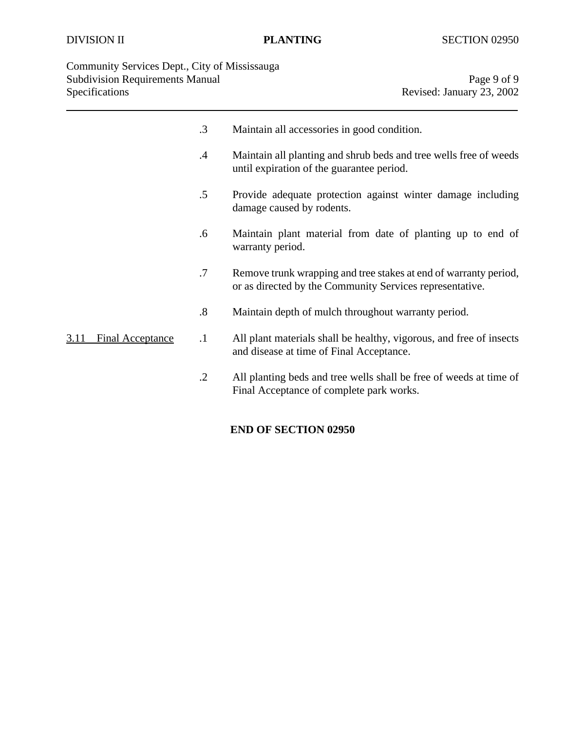.3 Maintain all accessories in good condition.

.4 Maintain all planting and shrub beds and tree wells free of weeds until expiration of the guarantee period.

.5 Provide adequate protection against winter damage including damage caused by rodents.

.6 Maintain plant material from date of planting up to end of warranty period.

.7 Remove trunk wrapping and tree stakes at end of warranty period, or as directed by the Community Services representative.

.8 Maintain depth of mulch throughout warranty period.

### 3.11 Final Acceptance

.1 All plant materials shall be healthy, vigorous, and free of insects and disease at time of Final Acceptance.

.2 All planting beds and tree wells shall be free of weeds at time of Final Acceptance of complete park works.

**END OF SECTION 02950**